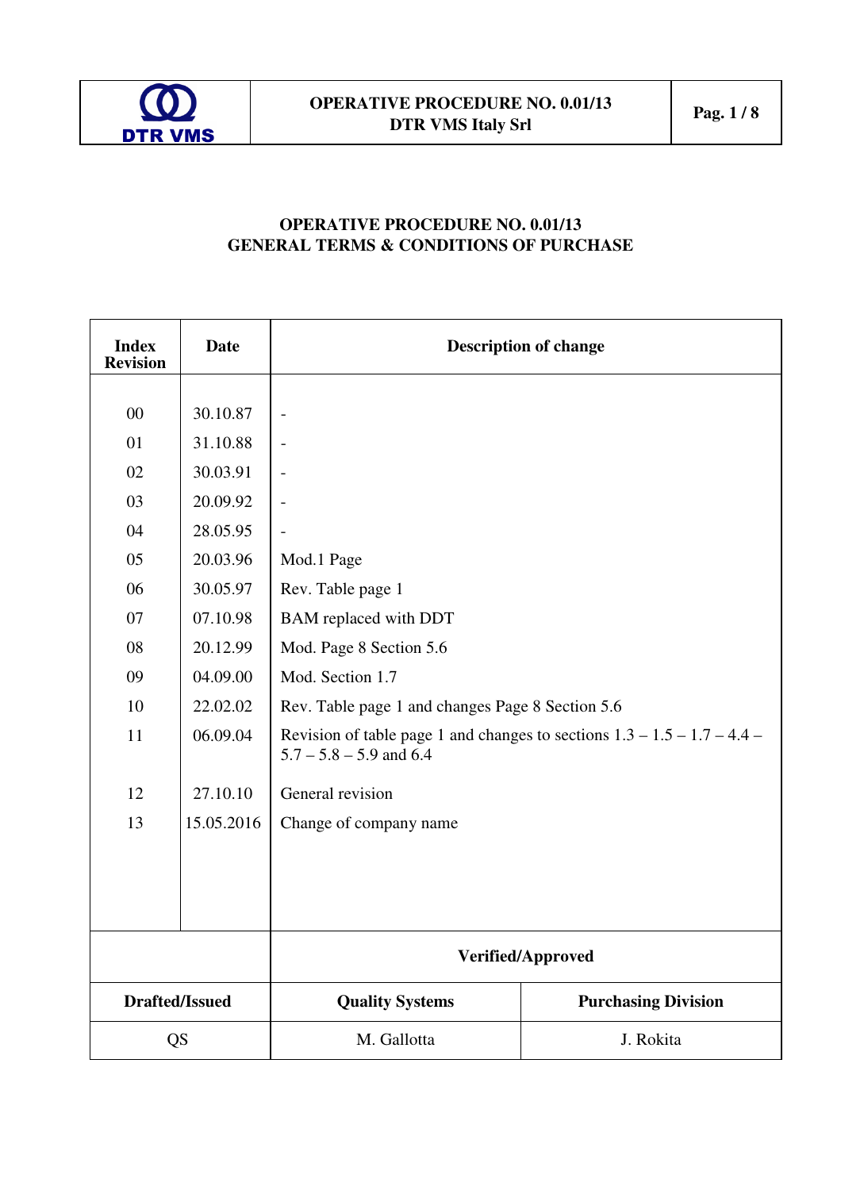# OPERATIVE PROCEDURE NO. 0.01/13
# GENERAL TERMS & CONDITIONS OF PURCHASE

| Index Revision | Date | Description of change |
|---|---|---|
| 00 | 30.10.87 | - |
| 01 | 31.10.88 | - |
| 02 | 30.03.91 | - |
| 03 | 20.09.92 | - |
| 04 | 28.05.95 | - |
| 05 | 20.03.96 | Mod.1 Page |
| 06 | 30.05.97 | Rev. Table page 1 |
| 07 | 07.10.98 | BAM replaced with DDT |
| 08 | 20.12.99 | Mod. Page 8 Section 5.6 |
| 09 | 04.09.00 | Mod. Section 1.7 |
| 10 | 22.02.02 | Rev. Table page 1 and changes Page 8 Section 5.6 |
| 11 | 06.09.04 | Revision of table page 1 and changes to sections 1.3 – 1.5 – 1.7 – 4.4 – 5.7 – 5.8 – 5.9 and 6.4 |
| 12 | 27.10.10 | General revision |
| 13 | 15.05.2016 | Change of company name |

| | Verified/Approved | |
|---|---|---|
| **Drafted/Issued** | **Quality Systems** | **Purchasing Division** |
| QS | M. Gallotta | J. Rokita |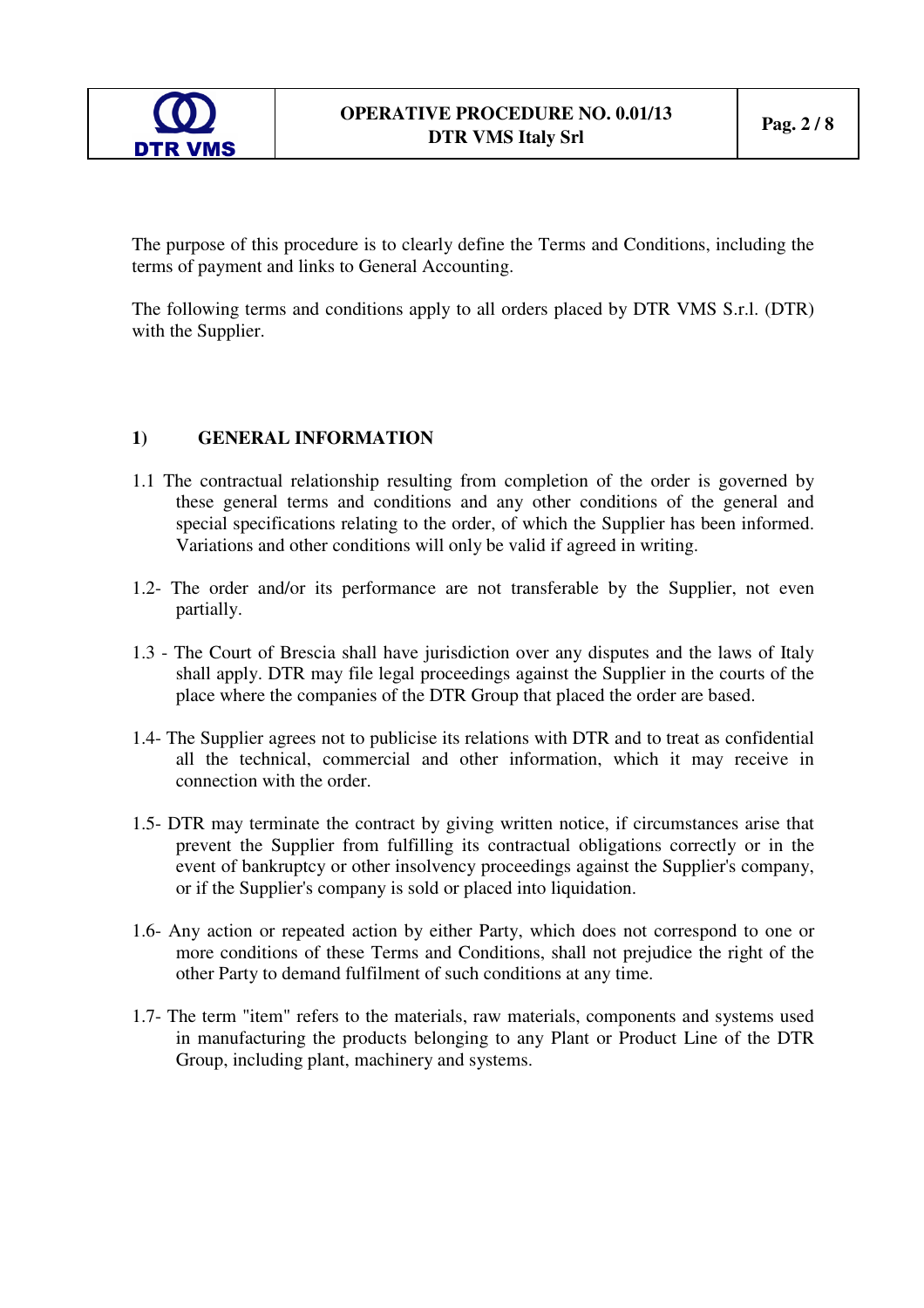The purpose of this procedure is to clearly define the Terms and Conditions, including the terms of payment and links to General Accounting.

The following terms and conditions apply to all orders placed by DTR VMS S.r.l. (DTR) with the Supplier.

## 1) GENERAL INFORMATION

1.1 The contractual relationship resulting from completion of the order is governed by these general terms and conditions and any other conditions of the general and special specifications relating to the order, of which the Supplier has been informed. Variations and other conditions will only be valid if agreed in writing.

1.2- The order and/or its performance are not transferable by the Supplier, not even partially.

1.3 - The Court of Brescia shall have jurisdiction over any disputes and the laws of Italy shall apply. DTR may file legal proceedings against the Supplier in the courts of the place where the companies of the DTR Group that placed the order are based.

1.4- The Supplier agrees not to publicise its relations with DTR and to treat as confidential all the technical, commercial and other information, which it may receive in connection with the order.

1.5- DTR may terminate the contract by giving written notice, if circumstances arise that prevent the Supplier from fulfilling its contractual obligations correctly or in the event of bankruptcy or other insolvency proceedings against the Supplier's company, or if the Supplier's company is sold or placed into liquidation.

1.6- Any action or repeated action by either Party, which does not correspond to one or more conditions of these Terms and Conditions, shall not prejudice the right of the other Party to demand fulfilment of such conditions at any time.

1.7- The term "item" refers to the materials, raw materials, components and systems used in manufacturing the products belonging to any Plant or Product Line of the DTR Group, including plant, machinery and systems.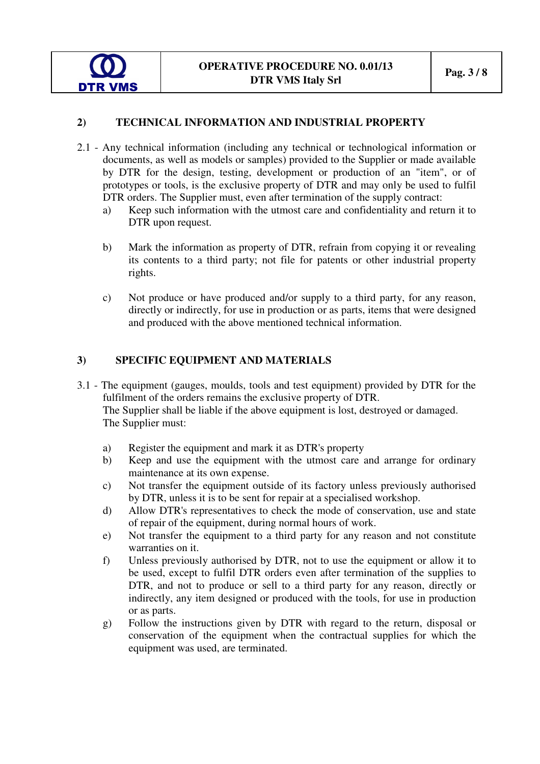## 2) TECHNICAL INFORMATION AND INDUSTRIAL PROPERTY

2.1 - Any technical information (including any technical or technological information or documents, as well as models or samples) provided to the Supplier or made available by DTR for the design, testing, development or production of an "item", or of prototypes or tools, is the exclusive property of DTR and may only be used to fulfil DTR orders. The Supplier must, even after termination of the supply contract:

a) Keep such information with the utmost care and confidentiality and return it to DTR upon request.

b) Mark the information as property of DTR, refrain from copying it or revealing its contents to a third party; not file for patents or other industrial property rights.

c) Not produce or have produced and/or supply to a third party, for any reason, directly or indirectly, for use in production or as parts, items that were designed and produced with the above mentioned technical information.

## 3) SPECIFIC EQUIPMENT AND MATERIALS

3.1 - The equipment (gauges, moulds, tools and test equipment) provided by DTR for the fulfilment of the orders remains the exclusive property of DTR.
The Supplier shall be liable if the above equipment is lost, destroyed or damaged.
The Supplier must:

a) Register the equipment and mark it as DTR's property
b) Keep and use the equipment with the utmost care and arrange for ordinary maintenance at its own expense.
c) Not transfer the equipment outside of its factory unless previously authorised by DTR, unless it is to be sent for repair at a specialised workshop.
d) Allow DTR's representatives to check the mode of conservation, use and state of repair of the equipment, during normal hours of work.
e) Not transfer the equipment to a third party for any reason and not constitute warranties on it.
f) Unless previously authorised by DTR, not to use the equipment or allow it to be used, except to fulfil DTR orders even after termination of the supplies to DTR, and not to produce or sell to a third party for any reason, directly or indirectly, any item designed or produced with the tools, for use in production or as parts.
g) Follow the instructions given by DTR with regard to the return, disposal or conservation of the equipment when the contractual supplies for which the equipment was used, are terminated.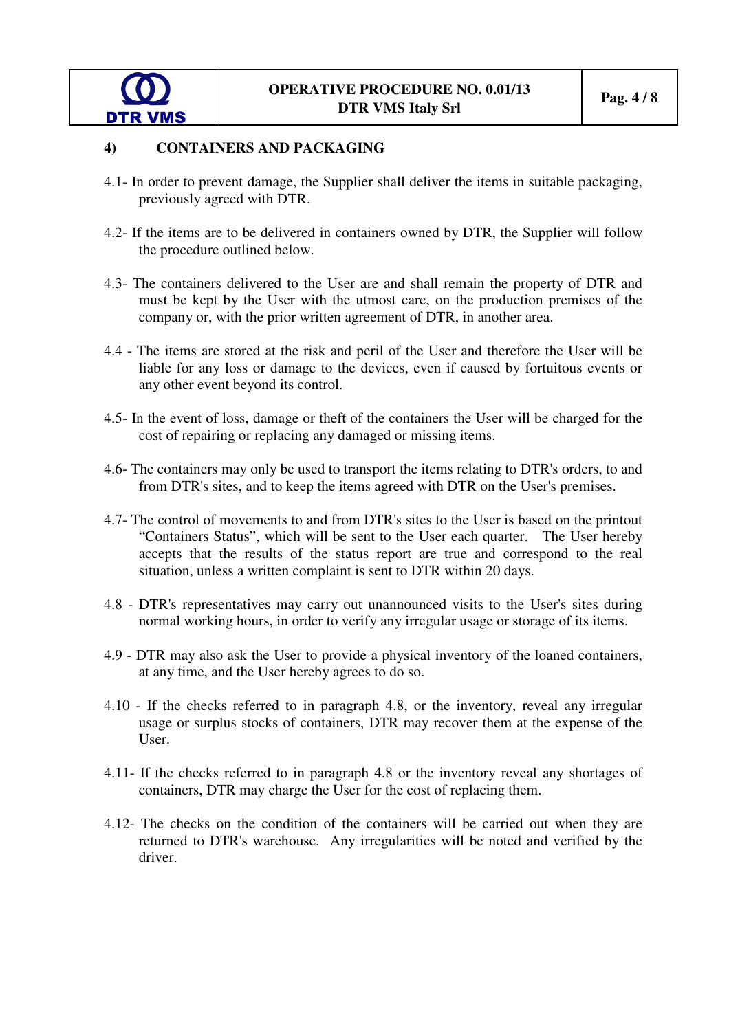## 4) CONTAINERS AND PACKAGING

4.1- In order to prevent damage, the Supplier shall deliver the items in suitable packaging, previously agreed with DTR.

4.2- If the items are to be delivered in containers owned by DTR, the Supplier will follow the procedure outlined below.

4.3- The containers delivered to the User are and shall remain the property of DTR and must be kept by the User with the utmost care, on the production premises of the company or, with the prior written agreement of DTR, in another area.

4.4 - The items are stored at the risk and peril of the User and therefore the User will be liable for any loss or damage to the devices, even if caused by fortuitous events or any other event beyond its control.

4.5- In the event of loss, damage or theft of the containers the User will be charged for the cost of repairing or replacing any damaged or missing items.

4.6- The containers may only be used to transport the items relating to DTR's orders, to and from DTR's sites, and to keep the items agreed with DTR on the User's premises.

4.7- The control of movements to and from DTR's sites to the User is based on the printout "Containers Status", which will be sent to the User each quarter. The User hereby accepts that the results of the status report are true and correspond to the real situation, unless a written complaint is sent to DTR within 20 days.

4.8 - DTR's representatives may carry out unannounced visits to the User's sites during normal working hours, in order to verify any irregular usage or storage of its items.

4.9 - DTR may also ask the User to provide a physical inventory of the loaned containers, at any time, and the User hereby agrees to do so.

4.10 - If the checks referred to in paragraph 4.8, or the inventory, reveal any irregular usage or surplus stocks of containers, DTR may recover them at the expense of the User.

4.11- If the checks referred to in paragraph 4.8 or the inventory reveal any shortages of containers, DTR may charge the User for the cost of replacing them.

4.12- The checks on the condition of the containers will be carried out when they are returned to DTR's warehouse. Any irregularities will be noted and verified by the driver.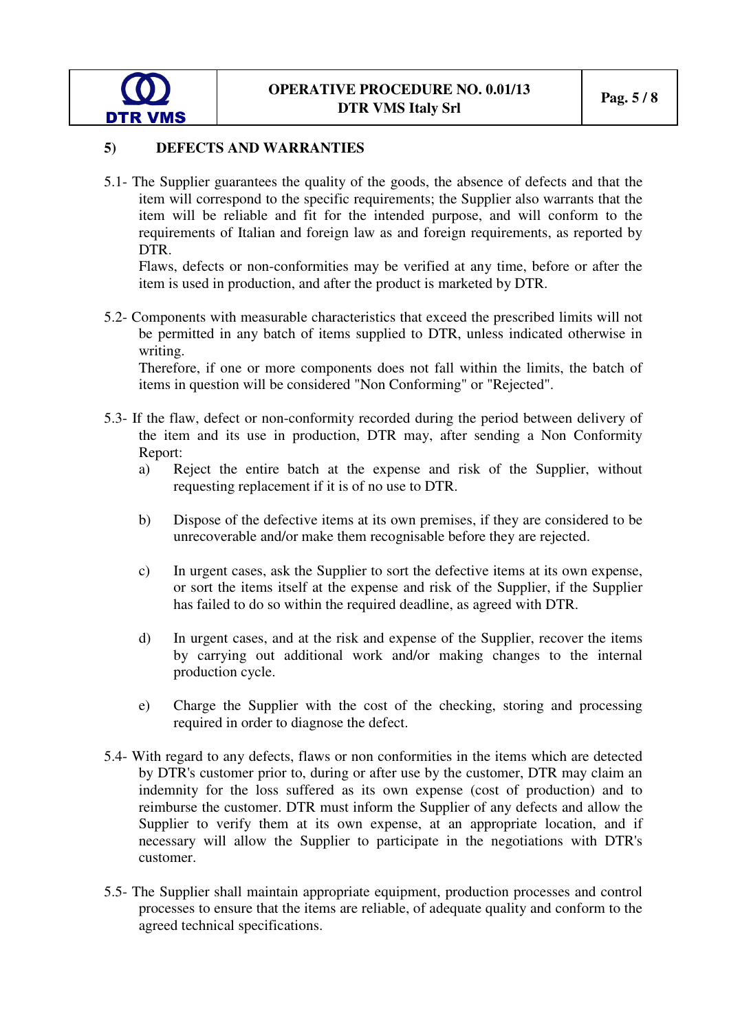## 5) DEFECTS AND WARRANTIES

5.1- The Supplier guarantees the quality of the goods, the absence of defects and that the item will correspond to the specific requirements; the Supplier also warrants that the item will be reliable and fit for the intended purpose, and will conform to the requirements of Italian and foreign law as and foreign requirements, as reported by DTR.

Flaws, defects or non-conformities may be verified at any time, before or after the item is used in production, and after the product is marketed by DTR.

5.2- Components with measurable characteristics that exceed the prescribed limits will not be permitted in any batch of items supplied to DTR, unless indicated otherwise in writing.

Therefore, if one or more components does not fall within the limits, the batch of items in question will be considered "Non Conforming" or "Rejected".

5.3- If the flaw, defect or non-conformity recorded during the period between delivery of the item and its use in production, DTR may, after sending a Non Conformity Report:

a) Reject the entire batch at the expense and risk of the Supplier, without requesting replacement if it is of no use to DTR.

b) Dispose of the defective items at its own premises, if they are considered to be unrecoverable and/or make them recognisable before they are rejected.

c) In urgent cases, ask the Supplier to sort the defective items at its own expense, or sort the items itself at the expense and risk of the Supplier, if the Supplier has failed to do so within the required deadline, as agreed with DTR.

d) In urgent cases, and at the risk and expense of the Supplier, recover the items by carrying out additional work and/or making changes to the internal production cycle.

e) Charge the Supplier with the cost of the checking, storing and processing required in order to diagnose the defect.

5.4- With regard to any defects, flaws or non conformities in the items which are detected by DTR's customer prior to, during or after use by the customer, DTR may claim an indemnity for the loss suffered as its own expense (cost of production) and to reimburse the customer. DTR must inform the Supplier of any defects and allow the Supplier to verify them at its own expense, at an appropriate location, and if necessary will allow the Supplier to participate in the negotiations with DTR's customer.

5.5- The Supplier shall maintain appropriate equipment, production processes and control processes to ensure that the items are reliable, of adequate quality and conform to the agreed technical specifications.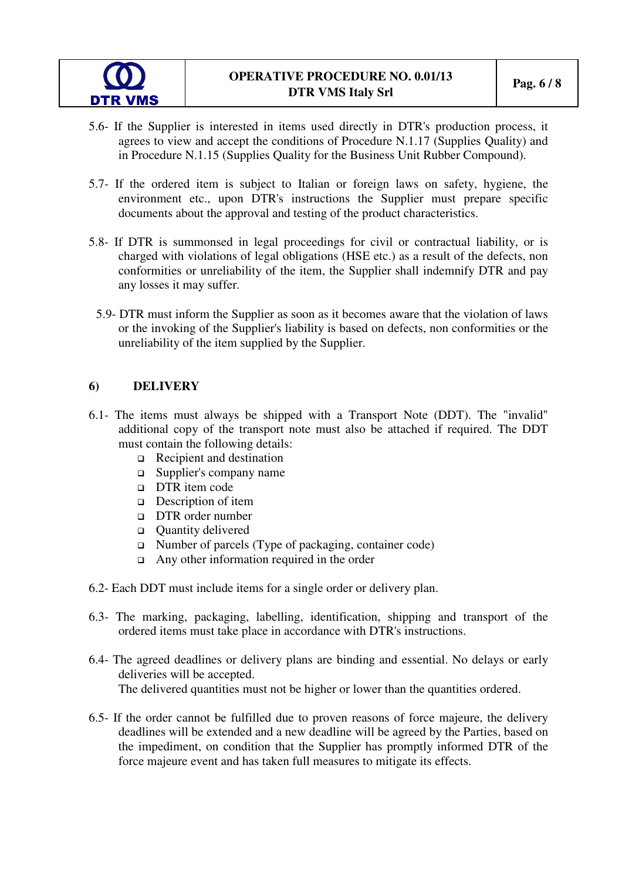5.6- If the Supplier is interested in items used directly in DTR's production process, it agrees to view and accept the conditions of Procedure N.1.17 (Supplies Quality) and in Procedure N.1.15 (Supplies Quality for the Business Unit Rubber Compound).

5.7- If the ordered item is subject to Italian or foreign laws on safety, hygiene, the environment etc., upon DTR's instructions the Supplier must prepare specific documents about the approval and testing of the product characteristics.

5.8- If DTR is summonsed in legal proceedings for civil or contractual liability, or is charged with violations of legal obligations (HSE etc.) as a result of the defects, non conformities or unreliability of the item, the Supplier shall indemnify DTR and pay any losses it may suffer.

5.9- DTR must inform the Supplier as soon as it becomes aware that the violation of laws or the invoking of the Supplier's liability is based on defects, non conformities or the unreliability of the item supplied by the Supplier.

## 6) DELIVERY

6.1- The items must always be shipped with a Transport Note (DDT). The "invalid" additional copy of the transport note must also be attached if required. The DDT must contain the following details:

- Recipient and destination
- Supplier's company name
- DTR item code
- Description of item
- DTR order number
- Quantity delivered
- Number of parcels (Type of packaging, container code)
- Any other information required in the order

6.2- Each DDT must include items for a single order or delivery plan.

6.3- The marking, packaging, labelling, identification, shipping and transport of the ordered items must take place in accordance with DTR's instructions.

6.4- The agreed deadlines or delivery plans are binding and essential. No delays or early deliveries will be accepted.
The delivered quantities must not be higher or lower than the quantities ordered.

6.5- If the order cannot be fulfilled due to proven reasons of force majeure, the delivery deadlines will be extended and a new deadline will be agreed by the Parties, based on the impediment, on condition that the Supplier has promptly informed DTR of the force majeure event and has taken full measures to mitigate its effects.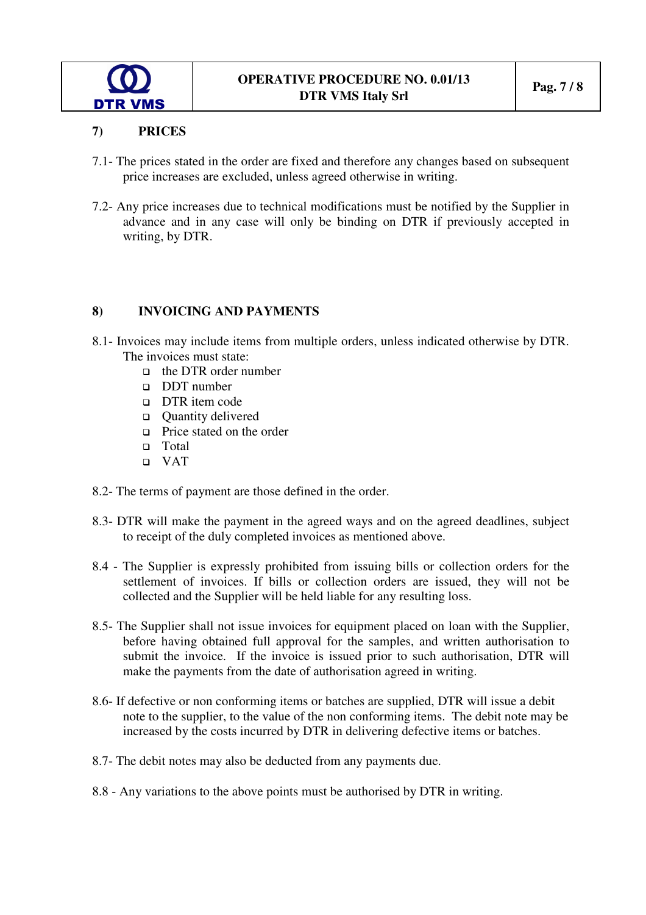## 7) PRICES

7.1- The prices stated in the order are fixed and therefore any changes based on subsequent price increases are excluded, unless agreed otherwise in writing.

7.2- Any price increases due to technical modifications must be notified by the Supplier in advance and in any case will only be binding on DTR if previously accepted in writing, by DTR.

## 8) INVOICING AND PAYMENTS

8.1- Invoices may include items from multiple orders, unless indicated otherwise by DTR. The invoices must state:

- the DTR order number
- DDT number
- DTR item code
- Quantity delivered
- Price stated on the order
- Total
- VAT

8.2- The terms of payment are those defined in the order.

8.3- DTR will make the payment in the agreed ways and on the agreed deadlines, subject to receipt of the duly completed invoices as mentioned above.

8.4 - The Supplier is expressly prohibited from issuing bills or collection orders for the settlement of invoices. If bills or collection orders are issued, they will not be collected and the Supplier will be held liable for any resulting loss.

8.5- The Supplier shall not issue invoices for equipment placed on loan with the Supplier, before having obtained full approval for the samples, and written authorisation to submit the invoice. If the invoice is issued prior to such authorisation, DTR will make the payments from the date of authorisation agreed in writing.

8.6- If defective or non conforming items or batches are supplied, DTR will issue a debit note to the supplier, to the value of the non conforming items. The debit note may be increased by the costs incurred by DTR in delivering defective items or batches.

8.7- The debit notes may also be deducted from any payments due.

8.8 - Any variations to the above points must be authorised by DTR in writing.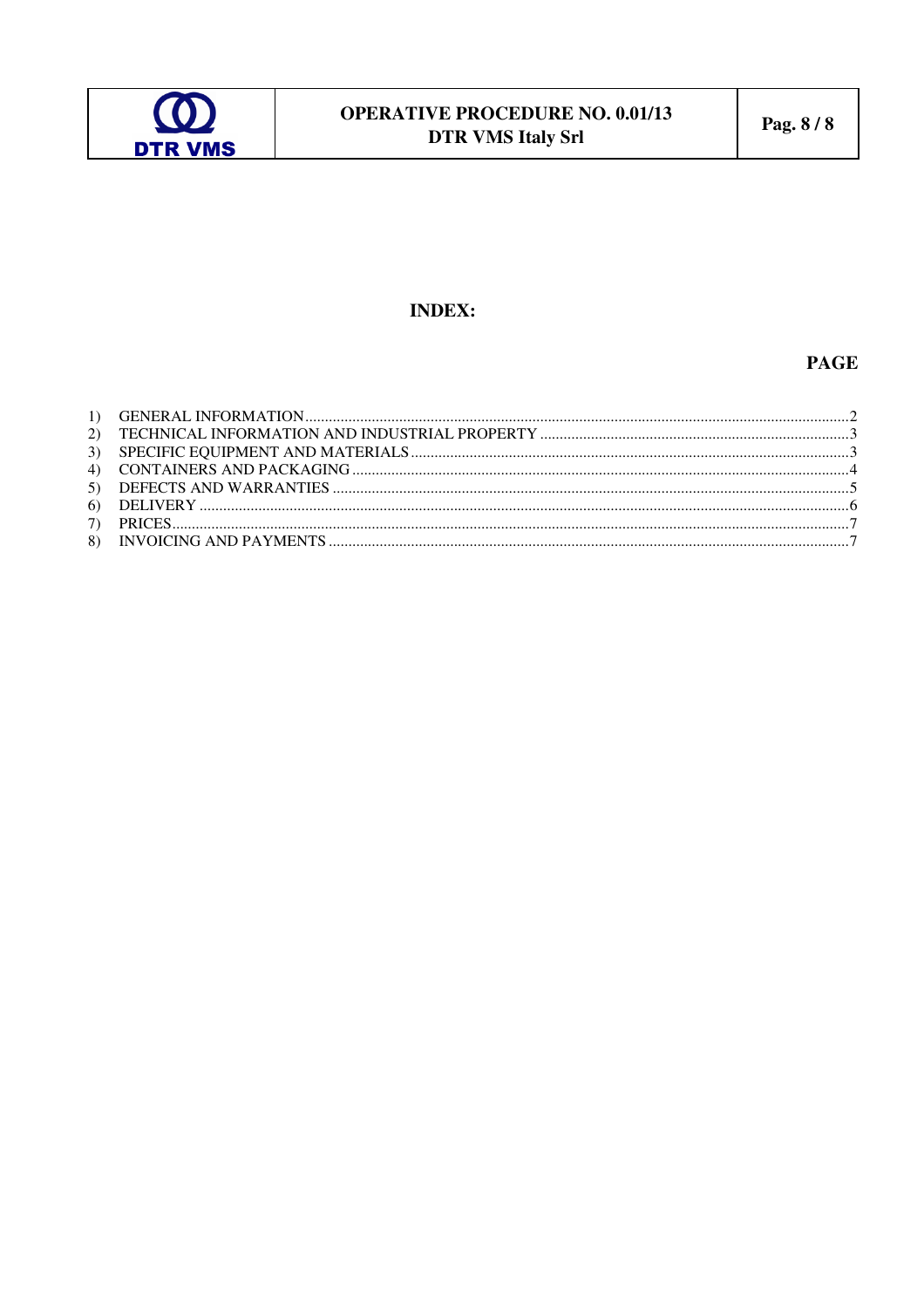## INDEX:

**PAGE**

1) GENERAL INFORMATION ........ 2
2) TECHNICAL INFORMATION AND INDUSTRIAL PROPERTY ........ 3
3) SPECIFIC EQUIPMENT AND MATERIALS ........ 3
4) CONTAINERS AND PACKAGING ........ 4
5) DEFECTS AND WARRANTIES ........ 5
6) DELIVERY ........ 6
7) PRICES ........ 7
8) INVOICING AND PAYMENTS ........ 7